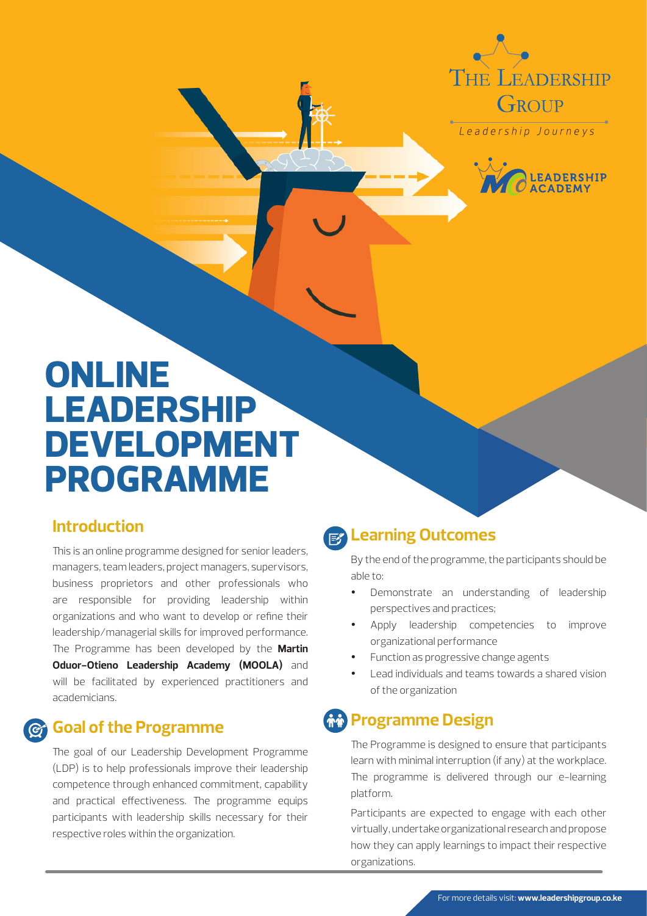THE LEADERSHIP GROUP

*Leadership Journeys*

MOO LEADERSHIP ACADEMY

# ONLINE LEADERSHIP DEVELOPMENT PROGRAMME

## Introduction

This is an online programme designed for senior leaders, managers, team leaders, project managers, supervisors, business proprietors and other professionals who are responsible for providing leadership within organizations and who want to develop or refine their leadership/managerial skills for improved performance. The Programme has been developed by the **Martin Oduor-Otieno Leadership Academy (MOOLA)** and will be facilitated by experienced practitioners and academicians.

## Goal of the Programme

The goal of our Leadership Development Programme (LDP) is to help professionals improve their leadership competence through enhanced commitment, capability and practical effectiveness. The programme equips participants with leadership skills necessary for their respective roles within the organization.

## Learning Outcomes

By the end of the programme, the participants should be able to:

- Demonstrate an understanding of leadership perspectives and practices;
- Apply leadership competencies to improve organizational performance
- Function as progressive change agents
- Lead individuals and teams towards a shared vision of the organization

## Programme Design

The Programme is designed to ensure that participants learn with minimal interruption (if any) at the workplace. The programme is delivered through our e-learning platform.

Participants are expected to engage with each other virtually, undertake organizational research and propose how they can apply learnings to impact their respective organizations.

For more details visit: **www.leadershipgroup.co.ke**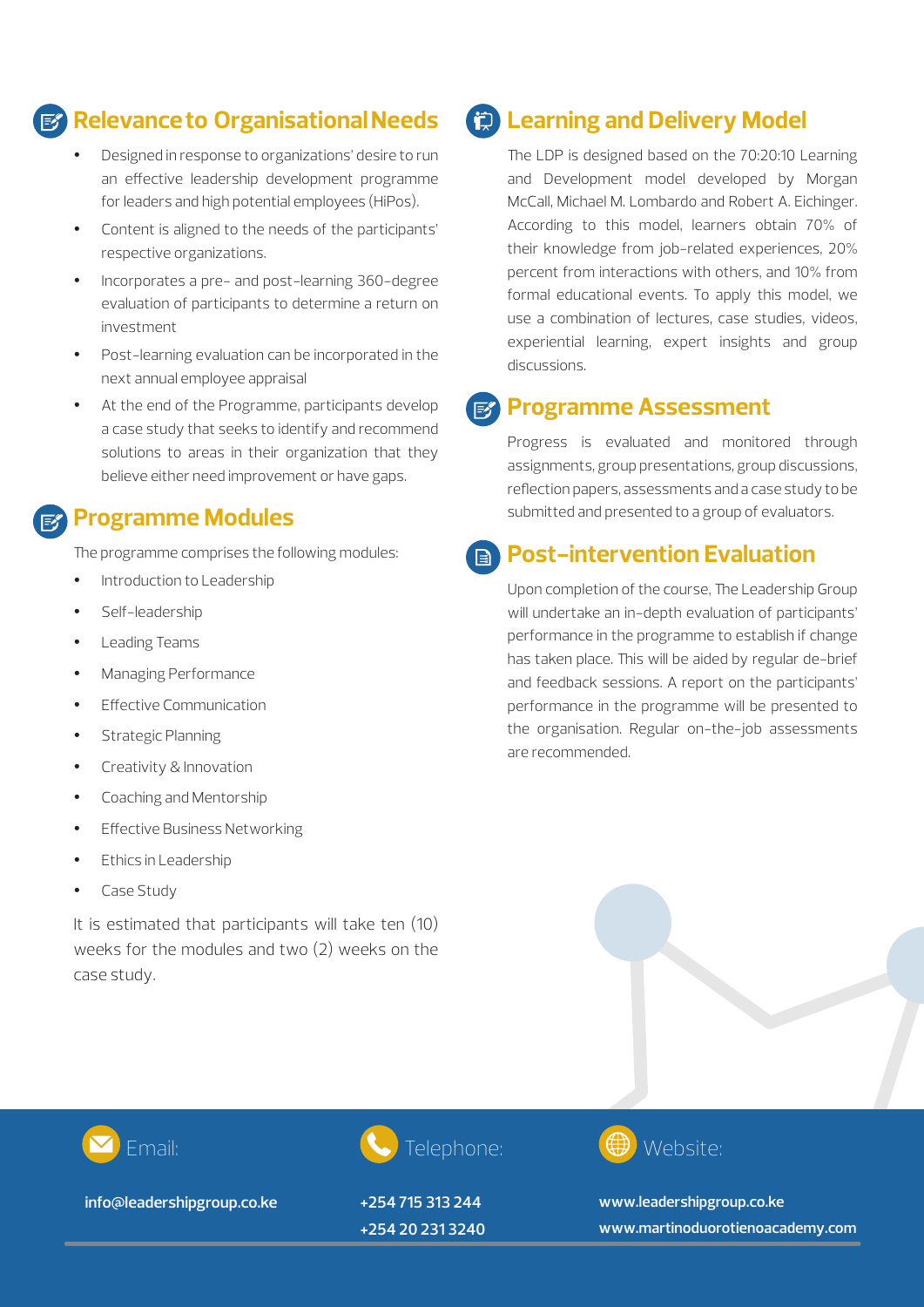## Relevance to Organisational Needs

- Designed in response to organizations' desire to run an effective leadership development programme for leaders and high potential employees (HiPos).
- Content is aligned to the needs of the participants' respective organizations.
- Incorporates a pre- and post-learning 360-degree evaluation of participants to determine a return on investment
- Post-learning evaluation can be incorporated in the next annual employee appraisal
- At the end of the Programme, participants develop a case study that seeks to identify and recommend solutions to areas in their organization that they believe either need improvement or have gaps.

## Programme Modules

The programme comprises the following modules:

- Introduction to Leadership
- Self-leadership
- Leading Teams
- Managing Performance
- Effective Communication
- Strategic Planning
- Creativity & Innovation
- Coaching and Mentorship
- Effective Business Networking
- Ethics in Leadership
- Case Study

It is estimated that participants will take ten (10) weeks for the modules and two (2) weeks on the case study.

## Learning and Delivery Model

The LDP is designed based on the 70:20:10 Learning and Development model developed by Morgan McCall, Michael M. Lombardo and Robert A. Eichinger. According to this model, learners obtain 70% of their knowledge from job-related experiences, 20% percent from interactions with others, and 10% from formal educational events. To apply this model, we use a combination of lectures, case studies, videos, experiential learning, expert insights and group discussions.

## Programme Assessment

Progress is evaluated and monitored through assignments, group presentations, group discussions, reflection papers, assessments and a case study to be submitted and presented to a group of evaluators.

## Post-intervention Evaluation

Upon completion of the course, The Leadership Group will undertake an in-depth evaluation of participants' performance in the programme to establish if change has taken place. This will be aided by regular de-brief and feedback sessions. A report on the participants' performance in the programme will be presented to the organisation. Regular on-the-job assessments are recommended.

Email:

**info@leadershipgroup.co.ke**

Telephone:

**+254 715 313 244**
**+254 20 231 3240**

Website:

**www.leadershipgroup.co.ke**
**www.martinoduorotienoacademy.com**